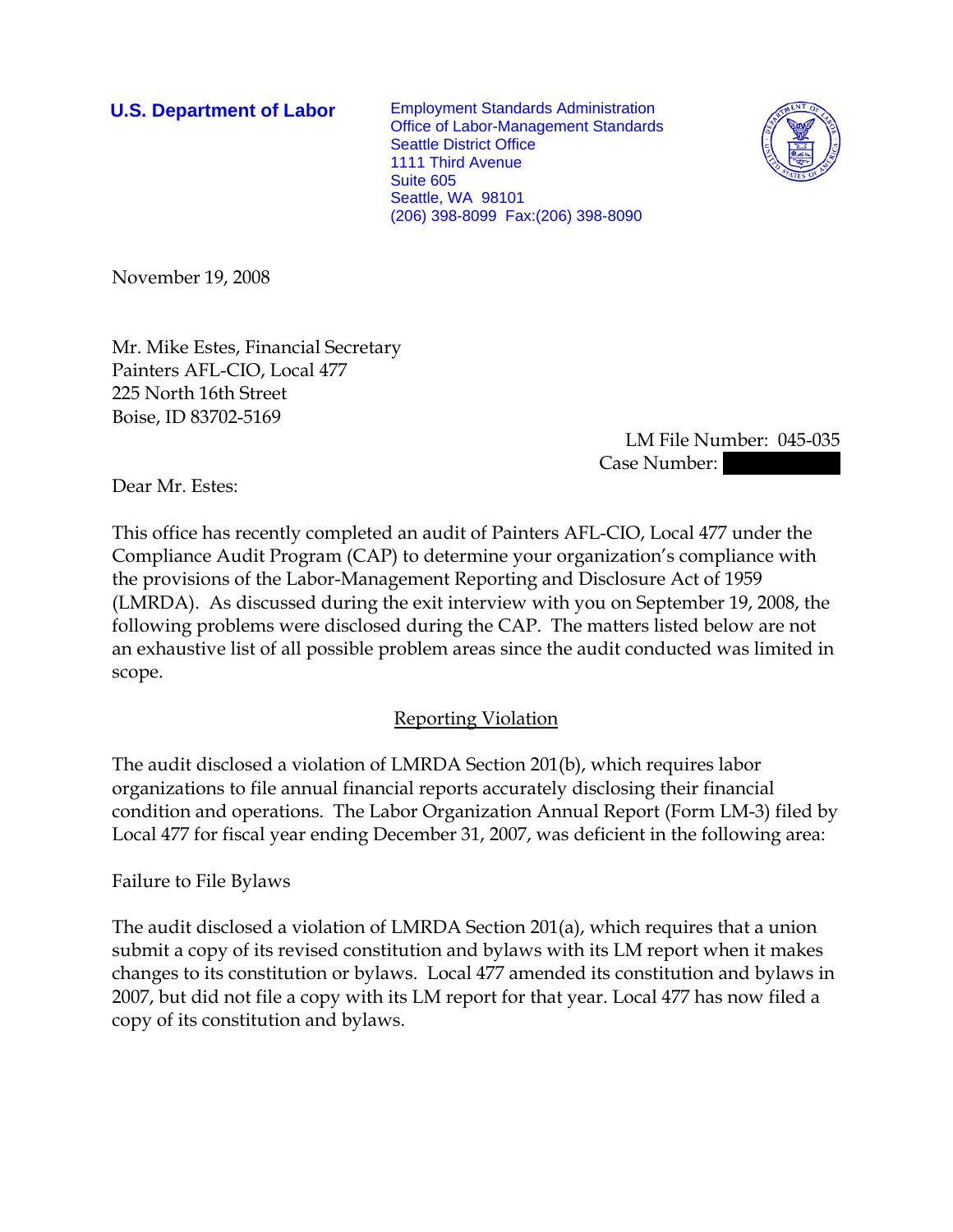**U.S. Department of Labor**

Employment Standards Administration
Office of Labor-Management Standards
Seattle District Office
1111 Third Avenue
Suite 605
Seattle, WA 98101
(206) 398-8099 Fax:(206) 398-8090

November 19, 2008

Mr. Mike Estes, Financial Secretary
Painters AFL-CIO, Local 477
225 North 16th Street
Boise, ID 83702-5169

LM File Number: 045-035
Case Number:

Dear Mr. Estes:

This office has recently completed an audit of Painters AFL-CIO, Local 477 under the Compliance Audit Program (CAP) to determine your organization's compliance with the provisions of the Labor-Management Reporting and Disclosure Act of 1959 (LMRDA). As discussed during the exit interview with you on September 19, 2008, the following problems were disclosed during the CAP. The matters listed below are not an exhaustive list of all possible problem areas since the audit conducted was limited in scope.

## Reporting Violation

The audit disclosed a violation of LMRDA Section 201(b), which requires labor organizations to file annual financial reports accurately disclosing their financial condition and operations. The Labor Organization Annual Report (Form LM-3) filed by Local 477 for fiscal year ending December 31, 2007, was deficient in the following area:

Failure to File Bylaws

The audit disclosed a violation of LMRDA Section 201(a), which requires that a union submit a copy of its revised constitution and bylaws with its LM report when it makes changes to its constitution or bylaws. Local 477 amended its constitution and bylaws in 2007, but did not file a copy with its LM report for that year. Local 477 has now filed a copy of its constitution and bylaws.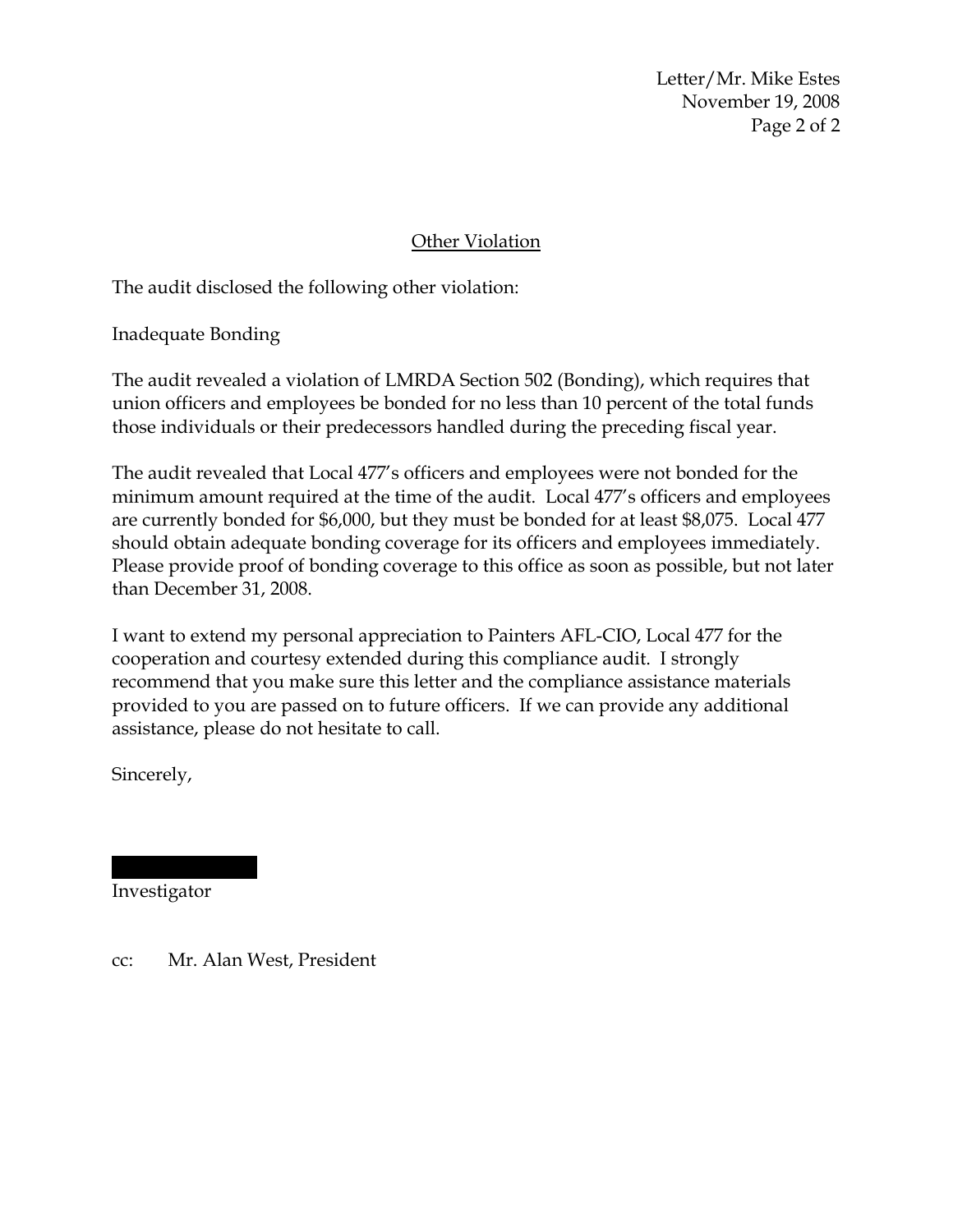## Other Violation

The audit disclosed the following other violation:

Inadequate Bonding

The audit revealed a violation of LMRDA Section 502 (Bonding), which requires that union officers and employees be bonded for no less than 10 percent of the total funds those individuals or their predecessors handled during the preceding fiscal year.

The audit revealed that Local 477's officers and employees were not bonded for the minimum amount required at the time of the audit. Local 477's officers and employees are currently bonded for $6,000, but they must be bonded for at least $8,075. Local 477 should obtain adequate bonding coverage for its officers and employees immediately. Please provide proof of bonding coverage to this office as soon as possible, but not later than December 31, 2008.

I want to extend my personal appreciation to Painters AFL-CIO, Local 477 for the cooperation and courtesy extended during this compliance audit. I strongly recommend that you make sure this letter and the compliance assistance materials provided to you are passed on to future officers. If we can provide any additional assistance, please do not hesitate to call.

Sincerely,

Investigator

cc: Mr. Alan West, President